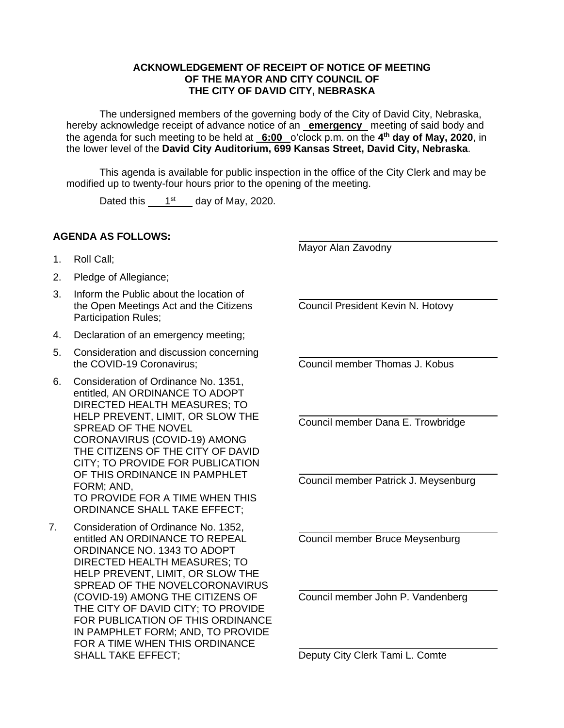**ACKNOWLEDGEMENT OF RECEIPT OF NOTICE OF MEETING**
**OF THE MAYOR AND CITY COUNCIL OF**
**THE CITY OF DAVID CITY, NEBRASKA**

The undersigned members of the governing body of the City of David City, Nebraska, hereby acknowledge receipt of advance notice of an **emergency** meeting of said body and the agenda for such meeting to be held at **6:00** o'clock p.m. on the **4th day of May, 2020**, in the lower level of the **David City Auditorium, 699 Kansas Street, David City, Nebraska**.

This agenda is available for public inspection in the office of the City Clerk and may be modified up to twenty-four hours prior to the opening of the meeting.

Dated this 1st day of May, 2020.

**AGENDA AS FOLLOWS:**

1. Roll Call;
2. Pledge of Allegiance;
3. Inform the Public about the location of the Open Meetings Act and the Citizens Participation Rules;
4. Declaration of an emergency meeting;
5. Consideration and discussion concerning the COVID-19 Coronavirus;
6. Consideration of Ordinance No. 1351, entitled, AN ORDINANCE TO ADOPT DIRECTED HEALTH MEASURES; TO HELP PREVENT, LIMIT, OR SLOW THE SPREAD OF THE NOVEL CORONAVIRUS (COVID-19) AMONG THE CITIZENS OF THE CITY OF DAVID CITY; TO PROVIDE FOR PUBLICATION OF THIS ORDINANCE IN PAMPHLET FORM; AND,
TO PROVIDE FOR A TIME WHEN THIS ORDINANCE SHALL TAKE EFFECT;
7. Consideration of Ordinance No. 1352, entitled AN ORDINANCE TO REPEAL ORDINANCE NO. 1343 TO ADOPT DIRECTED HEALTH MEASURES; TO HELP PREVENT, LIMIT, OR SLOW THE SPREAD OF THE NOVELCORONAVIRUS (COVID-19) AMONG THE CITIZENS OF THE CITY OF DAVID CITY; TO PROVIDE FOR PUBLICATION OF THIS ORDINANCE IN PAMPHLET FORM; AND, TO PROVIDE FOR A TIME WHEN THIS ORDINANCE SHALL TAKE EFFECT;

______________________________
Mayor Alan Zavodny

______________________________
Council President Kevin N. Hotovy

______________________________
Council member Thomas J. Kobus

______________________________
Council member Dana E. Trowbridge

______________________________
Council member Patrick J. Meysenburg

______________________________
Council member Bruce Meysenburg

______________________________
Council member John P. Vandenberg

______________________________
Deputy City Clerk Tami L. Comte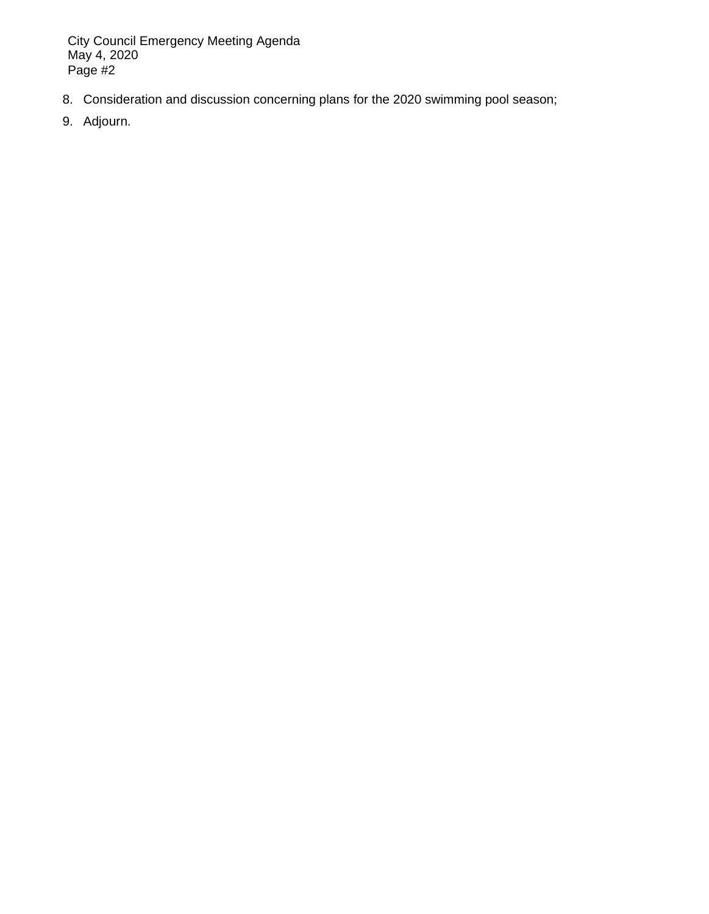8. Consideration and discussion concerning plans for the 2020 swimming pool season;
9. Adjourn.